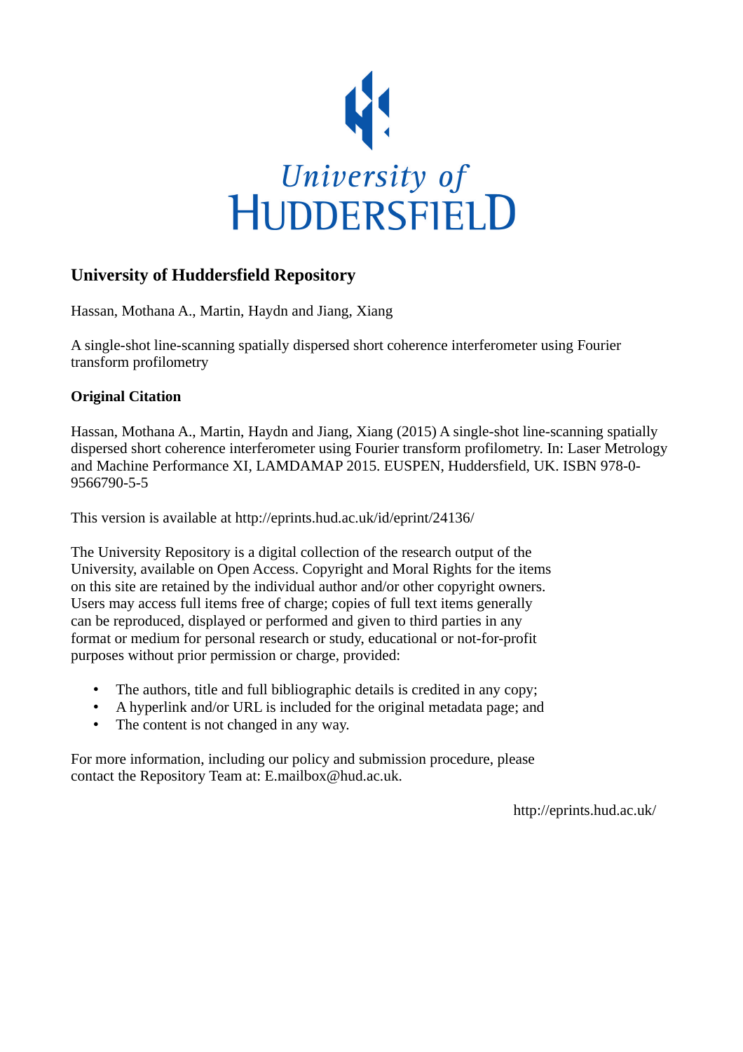University of HUDDERSFIELD

## University of Huddersfield Repository

Hassan, Mothana A., Martin, Haydn and Jiang, Xiang

A single-shot line-scanning spatially dispersed short coherence interferometer using Fourier transform profilometry

### Original Citation

Hassan, Mothana A., Martin, Haydn and Jiang, Xiang (2015) A single-shot line-scanning spatially dispersed short coherence interferometer using Fourier transform profilometry. In: Laser Metrology and Machine Performance XI, LAMDAMAP 2015. EUSPEN, Huddersfield, UK. ISBN 978-0-9566790-5-5

This version is available at http://eprints.hud.ac.uk/id/eprint/24136/

The University Repository is a digital collection of the research output of the University, available on Open Access. Copyright and Moral Rights for the items on this site are retained by the individual author and/or other copyright owners. Users may access full items free of charge; copies of full text items generally can be reproduced, displayed or performed and given to third parties in any format or medium for personal research or study, educational or not-for-profit purposes without prior permission or charge, provided:

- The authors, title and full bibliographic details is credited in any copy;
- A hyperlink and/or URL is included for the original metadata page; and
- The content is not changed in any way.

For more information, including our policy and submission procedure, please contact the Repository Team at: E.mailbox@hud.ac.uk.

http://eprints.hud.ac.uk/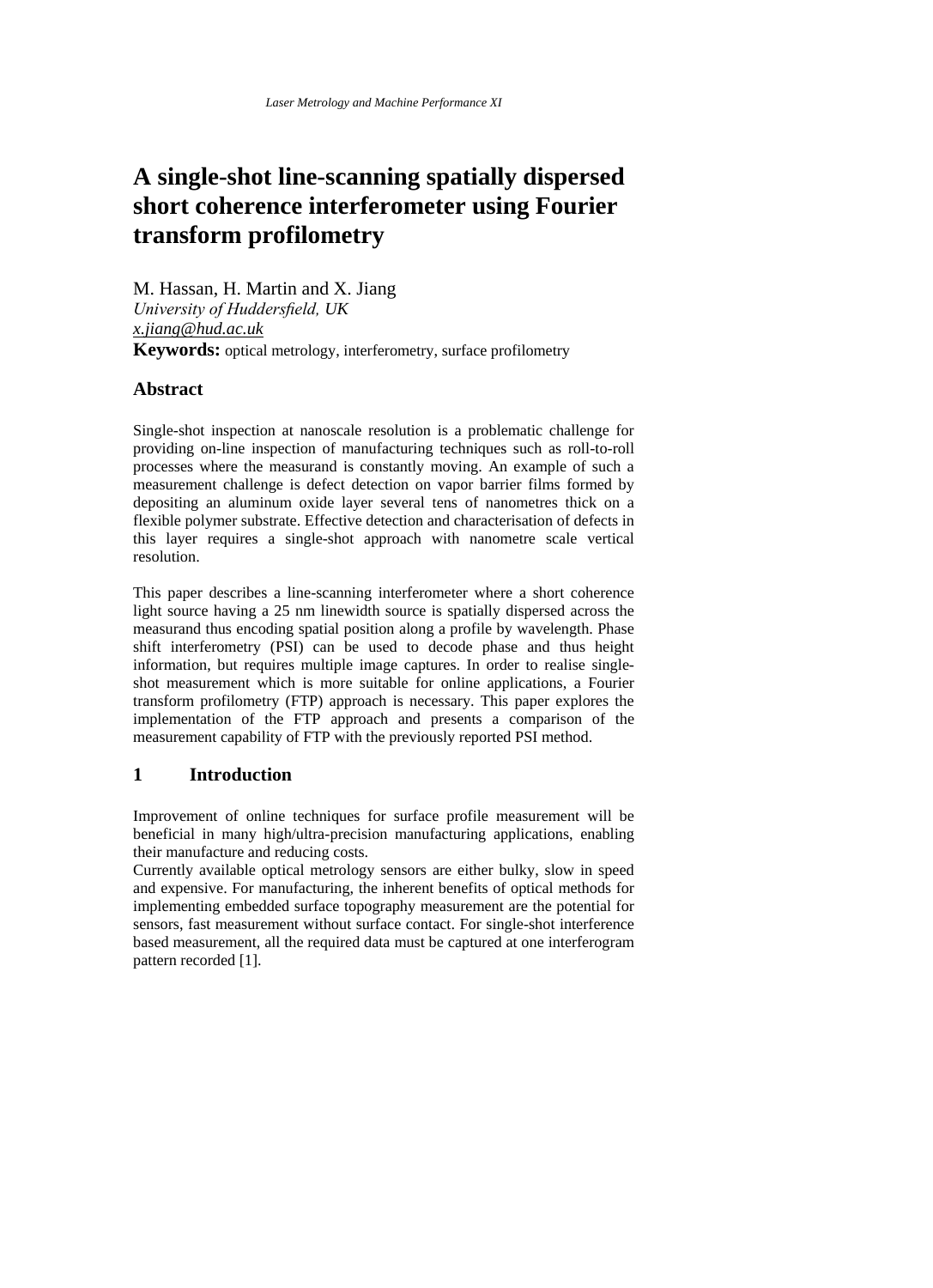# A single-shot line-scanning spatially dispersed short coherence interferometer using Fourier transform profilometry

M. Hassan, H. Martin and X. Jiang
*University of Huddersfield, UK*
*x.jiang@hud.ac.uk*
**Keywords:** optical metrology, interferometry, surface profilometry

## Abstract

Single-shot inspection at nanoscale resolution is a problematic challenge for providing on-line inspection of manufacturing techniques such as roll-to-roll processes where the measurand is constantly moving. An example of such a measurement challenge is defect detection on vapor barrier films formed by depositing an aluminum oxide layer several tens of nanometres thick on a flexible polymer substrate. Effective detection and characterisation of defects in this layer requires a single-shot approach with nanometre scale vertical resolution.

This paper describes a line-scanning interferometer where a short coherence light source having a 25 nm linewidth source is spatially dispersed across the measurand thus encoding spatial position along a profile by wavelength. Phase shift interferometry (PSI) can be used to decode phase and thus height information, but requires multiple image captures. In order to realise single-shot measurement which is more suitable for online applications, a Fourier transform profilometry (FTP) approach is necessary. This paper explores the implementation of the FTP approach and presents a comparison of the measurement capability of FTP with the previously reported PSI method.

## 1 Introduction

Improvement of online techniques for surface profile measurement will be beneficial in many high/ultra-precision manufacturing applications, enabling their manufacture and reducing costs.

Currently available optical metrology sensors are either bulky, slow in speed and expensive. For manufacturing, the inherent benefits of optical methods for implementing embedded surface topography measurement are the potential for sensors, fast measurement without surface contact. For single-shot interference based measurement, all the required data must be captured at one interferogram pattern recorded [1].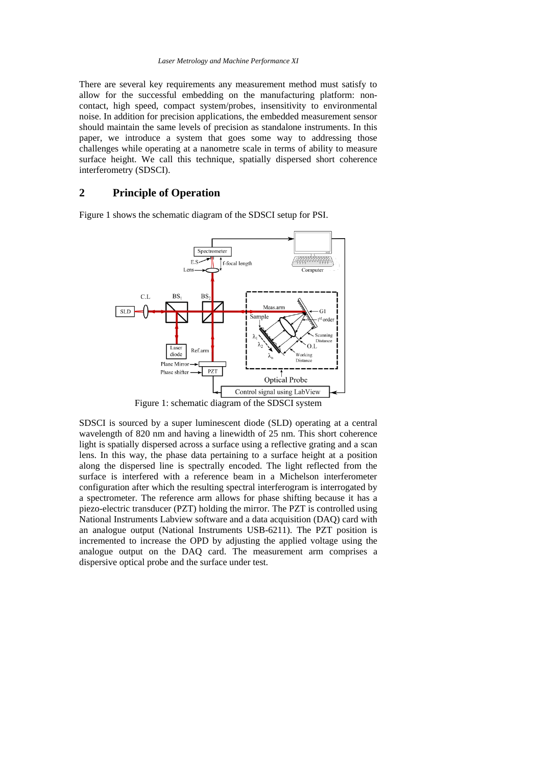There are several key requirements any measurement method must satisfy to allow for the successful embedding on the manufacturing platform: non-contact, high speed, compact system/probes, insensitivity to environmental noise. In addition for precision applications, the embedded measurement sensor should maintain the same levels of precision as standalone instruments. In this paper, we introduce a system that goes some way to addressing those challenges while operating at a nanometre scale in terms of ability to measure surface height. We call this technique, spatially dispersed short coherence interferometry (SDSCI).

## 2 Principle of Operation

Figure 1 shows the schematic diagram of the SDSCI setup for PSI.

Figure 1: schematic diagram of the SDSCI system

SDSCI is sourced by a super luminescent diode (SLD) operating at a central wavelength of 820 nm and having a linewidth of 25 nm. This short coherence light is spatially dispersed across a surface using a reflective grating and a scan lens. In this way, the phase data pertaining to a surface height at a position along the dispersed line is spectrally encoded. The light reflected from the surface is interfered with a reference beam in a Michelson interferometer configuration after which the resulting spectral interferogram is interrogated by a spectrometer. The reference arm allows for phase shifting because it has a piezo-electric transducer (PZT) holding the mirror. The PZT is controlled using National Instruments Labview software and a data acquisition (DAQ) card with an analogue output (National Instruments USB-6211). The PZT position is incremented to increase the OPD by adjusting the applied voltage using the analogue output on the DAQ card. The measurement arm comprises a dispersive optical probe and the surface under test.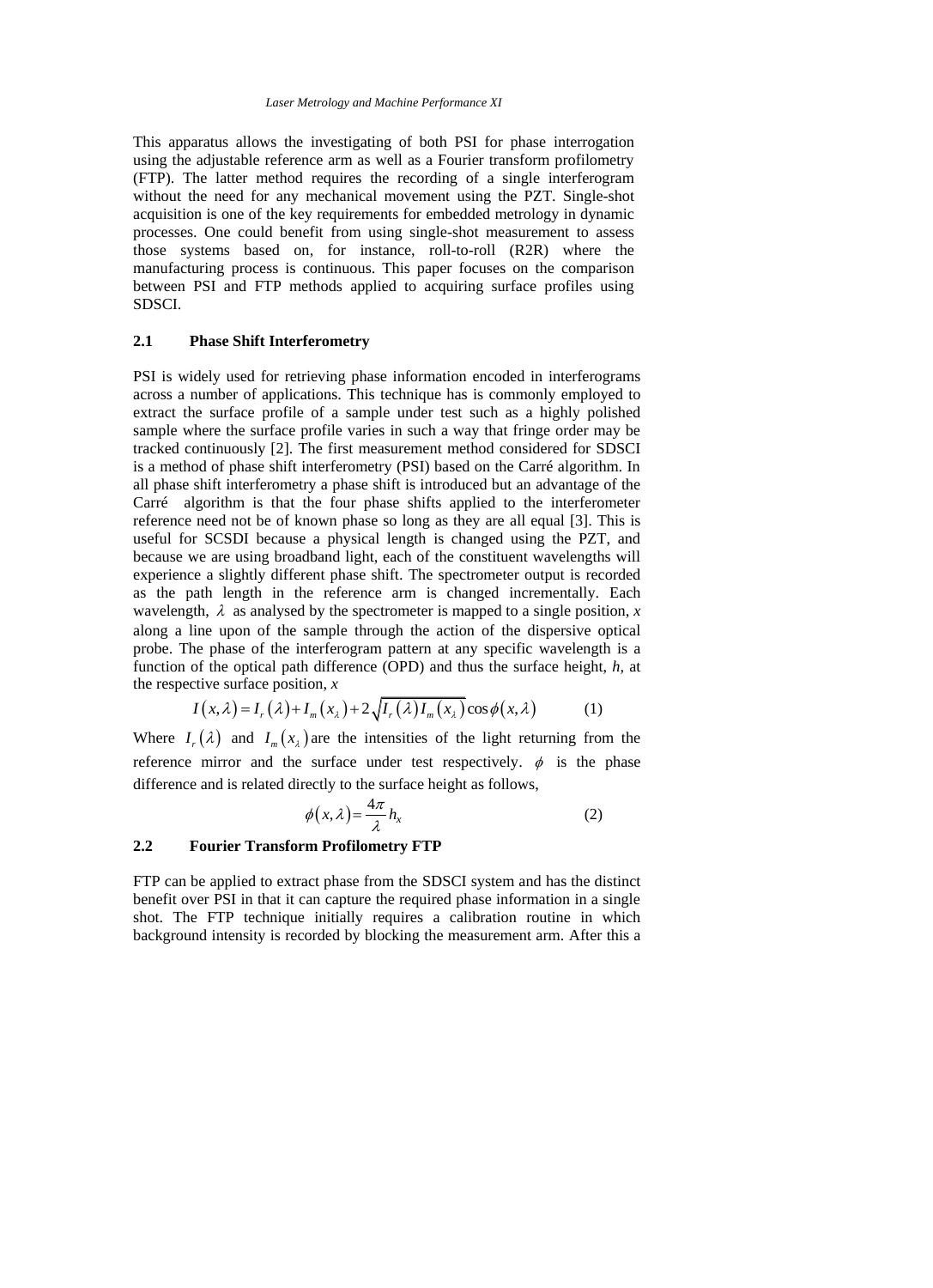This apparatus allows the investigating of both PSI for phase interrogation using the adjustable reference arm as well as a Fourier transform profilometry (FTP). The latter method requires the recording of a single interferogram without the need for any mechanical movement using the PZT. Single-shot acquisition is one of the key requirements for embedded metrology in dynamic processes. One could benefit from using single-shot measurement to assess those systems based on, for instance, roll-to-roll (R2R) where the manufacturing process is continuous. This paper focuses on the comparison between PSI and FTP methods applied to acquiring surface profiles using SDSCI.

## 2.1 Phase Shift Interferometry

PSI is widely used for retrieving phase information encoded in interferograms across a number of applications. This technique has is commonly employed to extract the surface profile of a sample under test such as a highly polished sample where the surface profile varies in such a way that fringe order may be tracked continuously [2]. The first measurement method considered for SDSCI is a method of phase shift interferometry (PSI) based on the Carré algorithm. In all phase shift interferometry a phase shift is introduced but an advantage of the Carré algorithm is that the four phase shifts applied to the interferometer reference need not be of known phase so long as they are all equal [3]. This is useful for SCSDI because a physical length is changed using the PZT, and because we are using broadband light, each of the constituent wavelengths will experience a slightly different phase shift. The spectrometer output is recorded as the path length in the reference arm is changed incrementally. Each wavelength, $\lambda$ as analysed by the spectrometer is mapped to a single position, $x$ along a line upon of the sample through the action of the dispersive optical probe. The phase of the interferogram pattern at any specific wavelength is a function of the optical path difference (OPD) and thus the surface height, $h$, at the respective surface position, $x$

$$I(x,\lambda) = I_r(\lambda) + I_m(x_\lambda) + 2\sqrt{I_r(\lambda) I_m(x_\lambda)} \cos\phi(x,\lambda) \qquad (1)$$

Where $I_r(\lambda)$ and $I_m(x_\lambda)$ are the intensities of the light returning from the reference mirror and the surface under test respectively. $\phi$ is the phase difference and is related directly to the surface height as follows,

$$\phi(x,\lambda) = \frac{4\pi}{\lambda} h_x \qquad (2)$$

## 2.2 Fourier Transform Profilometry FTP

FTP can be applied to extract phase from the SDSCI system and has the distinct benefit over PSI in that it can capture the required phase information in a single shot. The FTP technique initially requires a calibration routine in which background intensity is recorded by blocking the measurement arm. After this a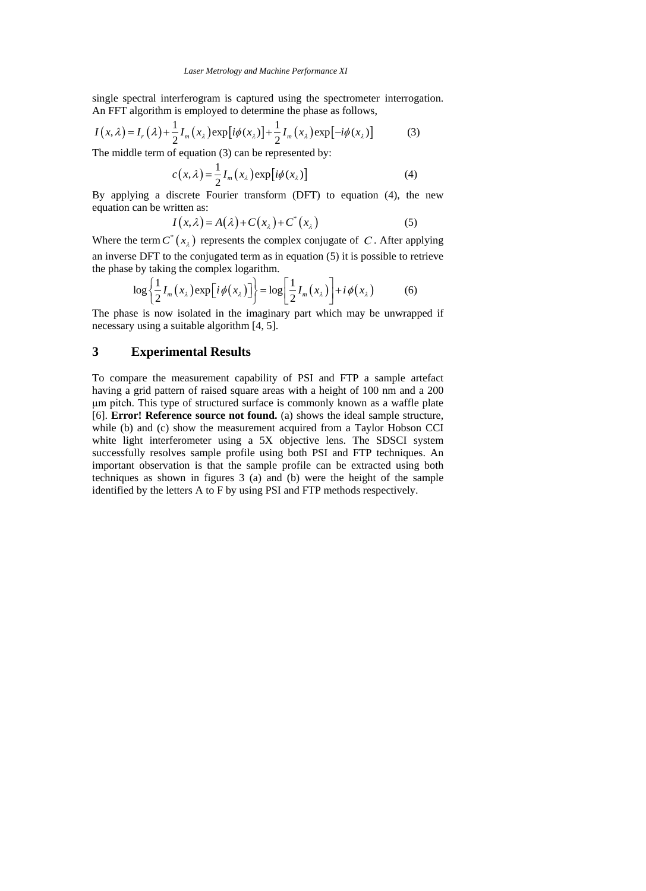single spectral interferogram is captured using the spectrometer interrogation. An FFT algorithm is employed to determine the phase as follows,

$$I(x,\lambda) = I_r(\lambda) + \frac{1}{2} I_m(x_\lambda)\exp[i\phi(x_\lambda)] + \frac{1}{2} I_m(x_\lambda)\exp[-i\phi(x_\lambda)] \tag{3}$$

The middle term of equation (3) can be represented by:

$$c(x,\lambda) = \frac{1}{2} I_m(x_\lambda)\exp[i\phi(x_\lambda)] \tag{4}$$

By applying a discrete Fourier transform (DFT) to equation (4), the new equation can be written as:

$$I(x,\lambda) = A(\lambda) + C(x_\lambda) + C^*(x_\lambda) \tag{5}$$

Where the term $C^*(x_\lambda)$ represents the complex conjugate of $C$. After applying an inverse DFT to the conjugated term as in equation (5) it is possible to retrieve the phase by taking the complex logarithm.

$$\log\left\{\frac{1}{2} I_m(x_\lambda)\exp\left[i\,\phi(x_\lambda)\right]\right\} = \log\left[\frac{1}{2} I_m(x_\lambda)\right] + i\,\phi(x_\lambda) \tag{6}$$

The phase is now isolated in the imaginary part which may be unwrapped if necessary using a suitable algorithm [4, 5].

## 3 Experimental Results

To compare the measurement capability of PSI and FTP a sample artefact having a grid pattern of raised square areas with a height of 100 nm and a 200 μm pitch. This type of structured surface is commonly known as a waffle plate [6]. **Error! Reference source not found.** (a) shows the ideal sample structure, while (b) and (c) show the measurement acquired from a Taylor Hobson CCI white light interferometer using a 5X objective lens. The SDSCI system successfully resolves sample profile using both PSI and FTP techniques. An important observation is that the sample profile can be extracted using both techniques as shown in figures 3 (a) and (b) were the height of the sample identified by the letters A to F by using PSI and FTP methods respectively.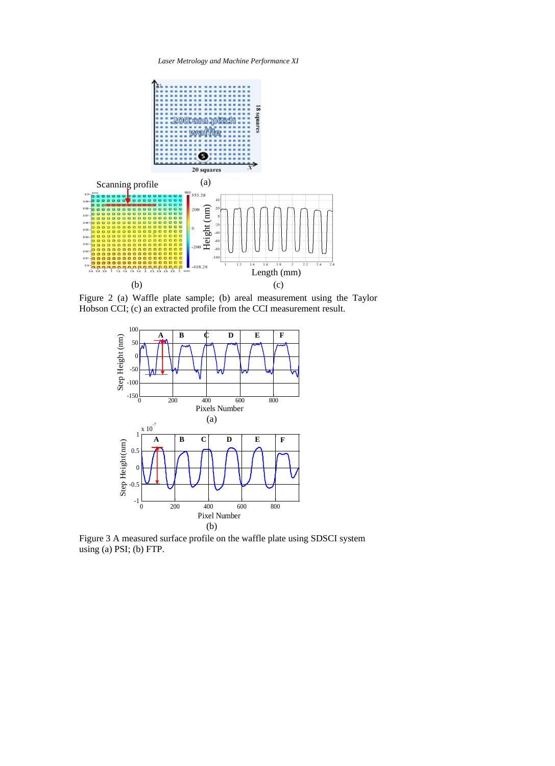Figure 2 (a) Waffle plate sample; (b) areal measurement using the Taylor Hobson CCI; (c) an extracted profile from the CCI measurement result.

Figure 3 A measured surface profile on the waffle plate using SDSCI system using (a) PSI; (b) FTP.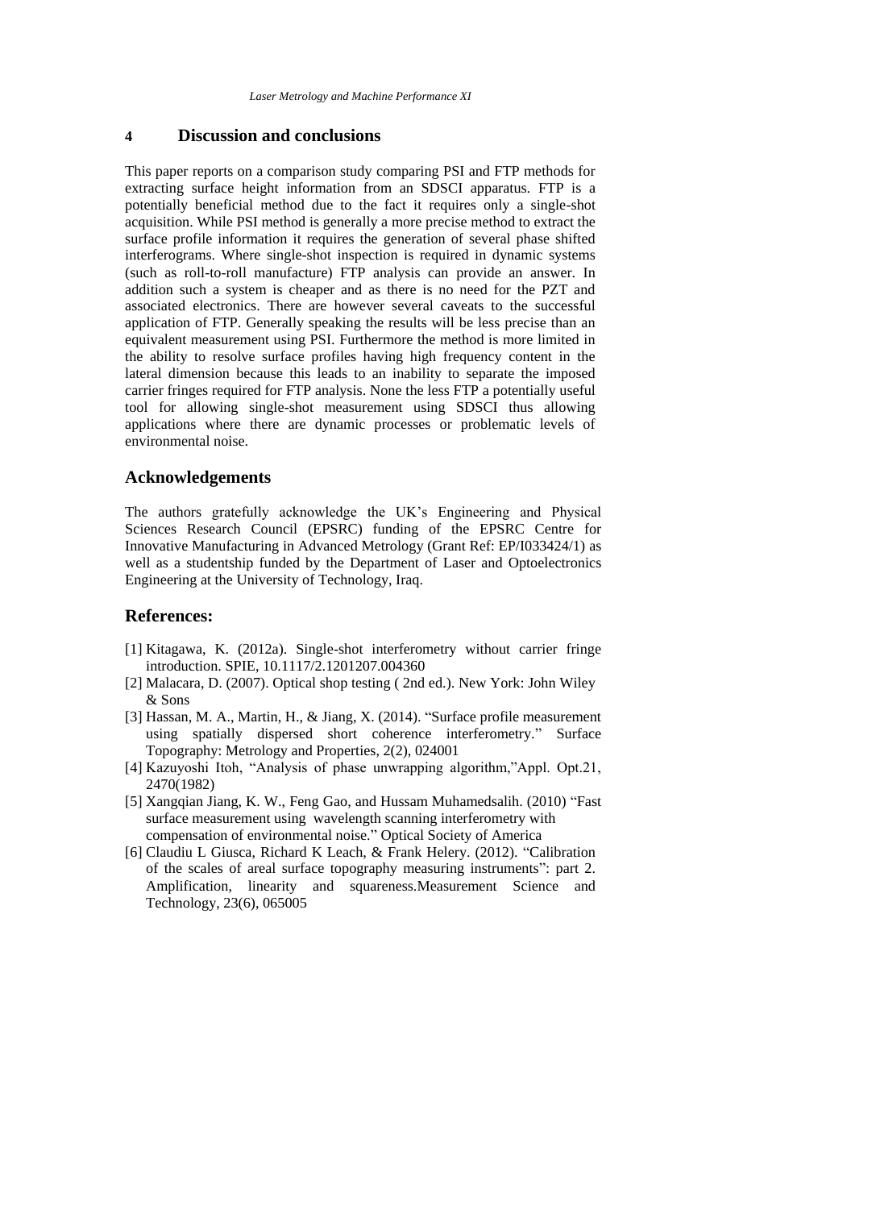## 4 Discussion and conclusions

This paper reports on a comparison study comparing PSI and FTP methods for extracting surface height information from an SDSCI apparatus. FTP is a potentially beneficial method due to the fact it requires only a single-shot acquisition. While PSI method is generally a more precise method to extract the surface profile information it requires the generation of several phase shifted interferograms. Where single-shot inspection is required in dynamic systems (such as roll-to-roll manufacture) FTP analysis can provide an answer. In addition such a system is cheaper and as there is no need for the PZT and associated electronics. There are however several caveats to the successful application of FTP. Generally speaking the results will be less precise than an equivalent measurement using PSI. Furthermore the method is more limited in the ability to resolve surface profiles having high frequency content in the lateral dimension because this leads to an inability to separate the imposed carrier fringes required for FTP analysis. None the less FTP a potentially useful tool for allowing single-shot measurement using SDSCI thus allowing applications where there are dynamic processes or problematic levels of environmental noise.

## Acknowledgements

The authors gratefully acknowledge the UK's Engineering and Physical Sciences Research Council (EPSRC) funding of the EPSRC Centre for Innovative Manufacturing in Advanced Metrology (Grant Ref: EP/I033424/1) as well as a studentship funded by the Department of Laser and Optoelectronics Engineering at the University of Technology, Iraq.

## References:

[1] Kitagawa, K. (2012a). Single-shot interferometry without carrier fringe introduction. SPIE, 10.1117/2.1201207.004360

[2] Malacara, D. (2007). Optical shop testing ( 2nd ed.). New York: John Wiley & Sons

[3] Hassan, M. A., Martin, H., & Jiang, X. (2014). "Surface profile measurement using spatially dispersed short coherence interferometry." Surface Topography: Metrology and Properties, 2(2), 024001

[4] Kazuyoshi Itoh, "Analysis of phase unwrapping algorithm,"Appl. Opt.21, 2470(1982)

[5] Xangqian Jiang, K. W., Feng Gao, and Hussam Muhamedsalih. (2010) "Fast surface measurement using wavelength scanning interferometry with compensation of environmental noise." Optical Society of America

[6] Claudiu L Giusca, Richard K Leach, & Frank Helery. (2012). "Calibration of the scales of areal surface topography measuring instruments": part 2. Amplification, linearity and squareness.Measurement Science and Technology, 23(6), 065005